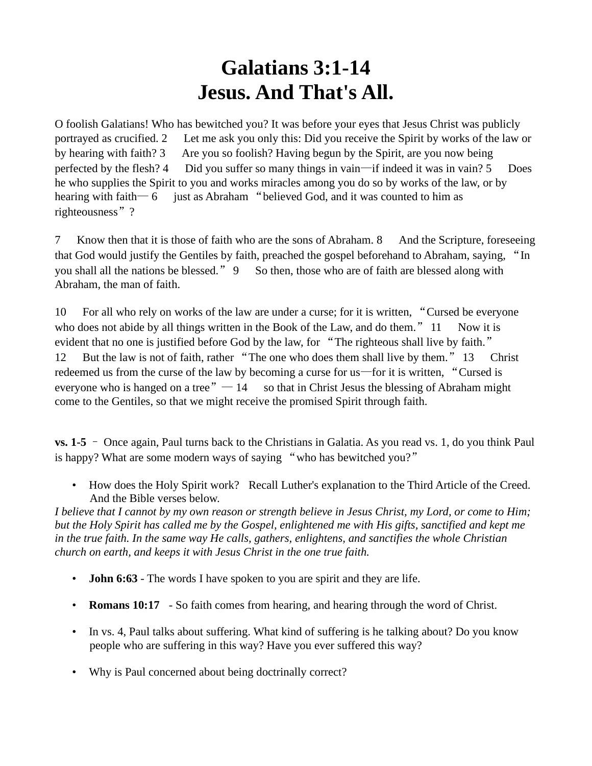# Galatians 3:1-14
# Jesus. And That's All.

O foolish Galatians! Who has bewitched you? It was before your eyes that Jesus Christ was publicly portrayed as crucified. 2 Let me ask you only this: Did you receive the Spirit by works of the law or by hearing with faith? 3 Are you so foolish? Having begun by the Spirit, are you now being perfected by the flesh? 4 Did you suffer so many things in vain—if indeed it was in vain? 5 Does he who supplies the Spirit to you and works miracles among you do so by works of the law, or by hearing with faith— 6 just as Abraham "believed God, and it was counted to him as righteousness"?

7 Know then that it is those of faith who are the sons of Abraham. 8 And the Scripture, foreseeing that God would justify the Gentiles by faith, preached the gospel beforehand to Abraham, saying, "In you shall all the nations be blessed." 9 So then, those who are of faith are blessed along with Abraham, the man of faith.

10 For all who rely on works of the law are under a curse; for it is written, "Cursed be everyone who does not abide by all things written in the Book of the Law, and do them." 11 Now it is evident that no one is justified before God by the law, for "The righteous shall live by faith." 12 But the law is not of faith, rather "The one who does them shall live by them." 13 Christ redeemed us from the curse of the law by becoming a curse for us—for it is written, "Cursed is everyone who is hanged on a tree"— 14 so that in Christ Jesus the blessing of Abraham might come to the Gentiles, so that we might receive the promised Spirit through faith.

**vs. 1-5** – Once again, Paul turns back to the Christians in Galatia. As you read vs. 1, do you think Paul is happy? What are some modern ways of saying "who has bewitched you?"

- How does the Holy Spirit work? Recall Luther's explanation to the Third Article of the Creed. And the Bible verses below.

*I believe that I cannot by my own reason or strength believe in Jesus Christ, my Lord, or come to Him; but the Holy Spirit has called me by the Gospel, enlightened me with His gifts, sanctified and kept me in the true faith. In the same way He calls, gathers, enlightens, and sanctifies the whole Christian church on earth, and keeps it with Jesus Christ in the one true faith.*

- **John 6:63** - The words I have spoken to you are spirit and they are life.
- **Romans 10:17** - So faith comes from hearing, and hearing through the word of Christ.
- In vs. 4, Paul talks about suffering. What kind of suffering is he talking about? Do you know people who are suffering in this way? Have you ever suffered this way?
- Why is Paul concerned about being doctrinally correct?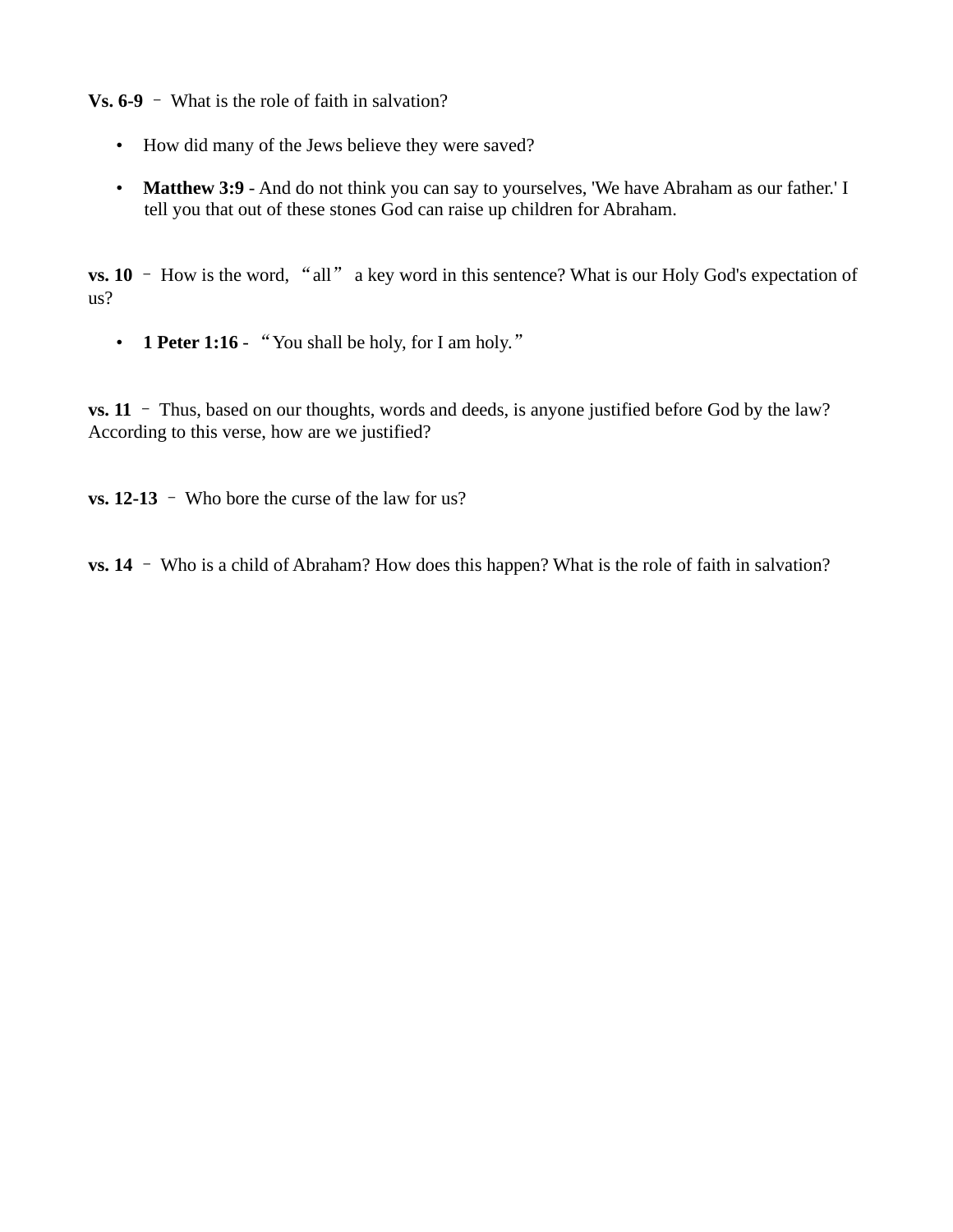**Vs. 6-9** – What is the role of faith in salvation?

- How did many of the Jews believe they were saved?
- **Matthew 3:9** - And do not think you can say to yourselves, 'We have Abraham as our father.' I tell you that out of these stones God can raise up children for Abraham.

**vs. 10** – How is the word, “all” a key word in this sentence? What is our Holy God's expectation of us?

- **1 Peter 1:16** - “You shall be holy, for I am holy.”

**vs. 11** – Thus, based on our thoughts, words and deeds, is anyone justified before God by the law? According to this verse, how are we justified?

**vs. 12-13** – Who bore the curse of the law for us?

**vs. 14** – Who is a child of Abraham? How does this happen? What is the role of faith in salvation?